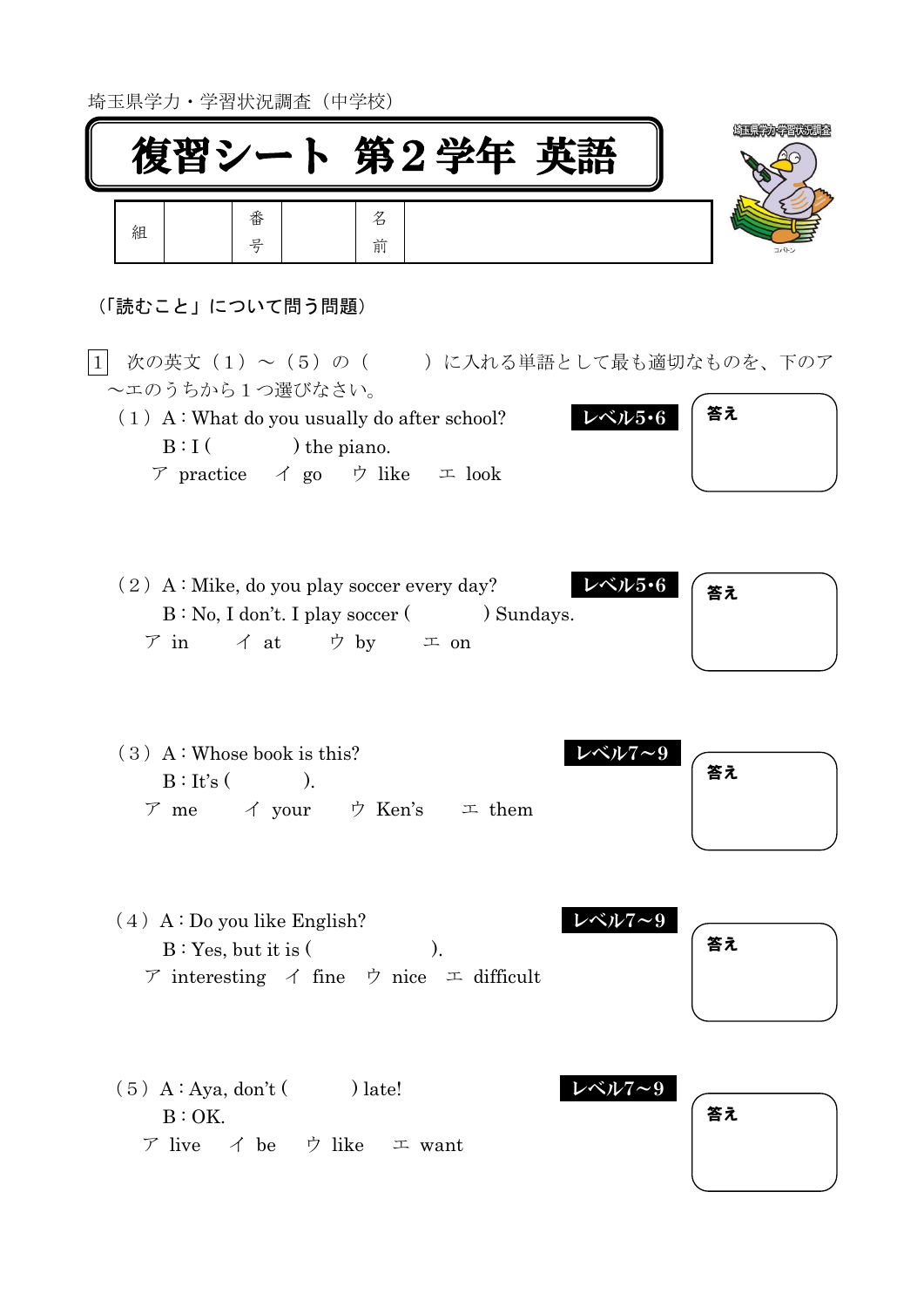埼玉県学力・学習状況調査（中学校）

# 復習シート 第２学年 英語

| 組 | | 番号 | | 名前 | |
|---|---|---|---|---|---|

（「読むこと」について問う問題）

1　次の英文（１）～（５）の（　　）に入れる単語として最も適切なものを、下のア～エのうちから１つ選びなさい。

（１）A : What do you usually do after school?　**レベル5･6**

B : I (　　　　) the piano.

ア practice　イ go　ウ like　エ look

答え

（２）A : Mike, do you play soccer every day?　**レベル5･6**

B : No, I don't. I play soccer (　　　　) Sundays.

ア in　イ at　ウ by　エ on

答え

（３）A : Whose book is this?　**レベル7～9**

B : It's (　　　　).

ア me　イ your　ウ Ken's　エ them

答え

（４）A : Do you like English?　**レベル7～9**

B : Yes, but it is (　　　　　　).

ア interesting　イ fine　ウ nice　エ difficult

答え

（５）A : Aya, don't (　　　　) late!　**レベル7～9**

B : OK.

ア live　イ be　ウ like　エ want

答え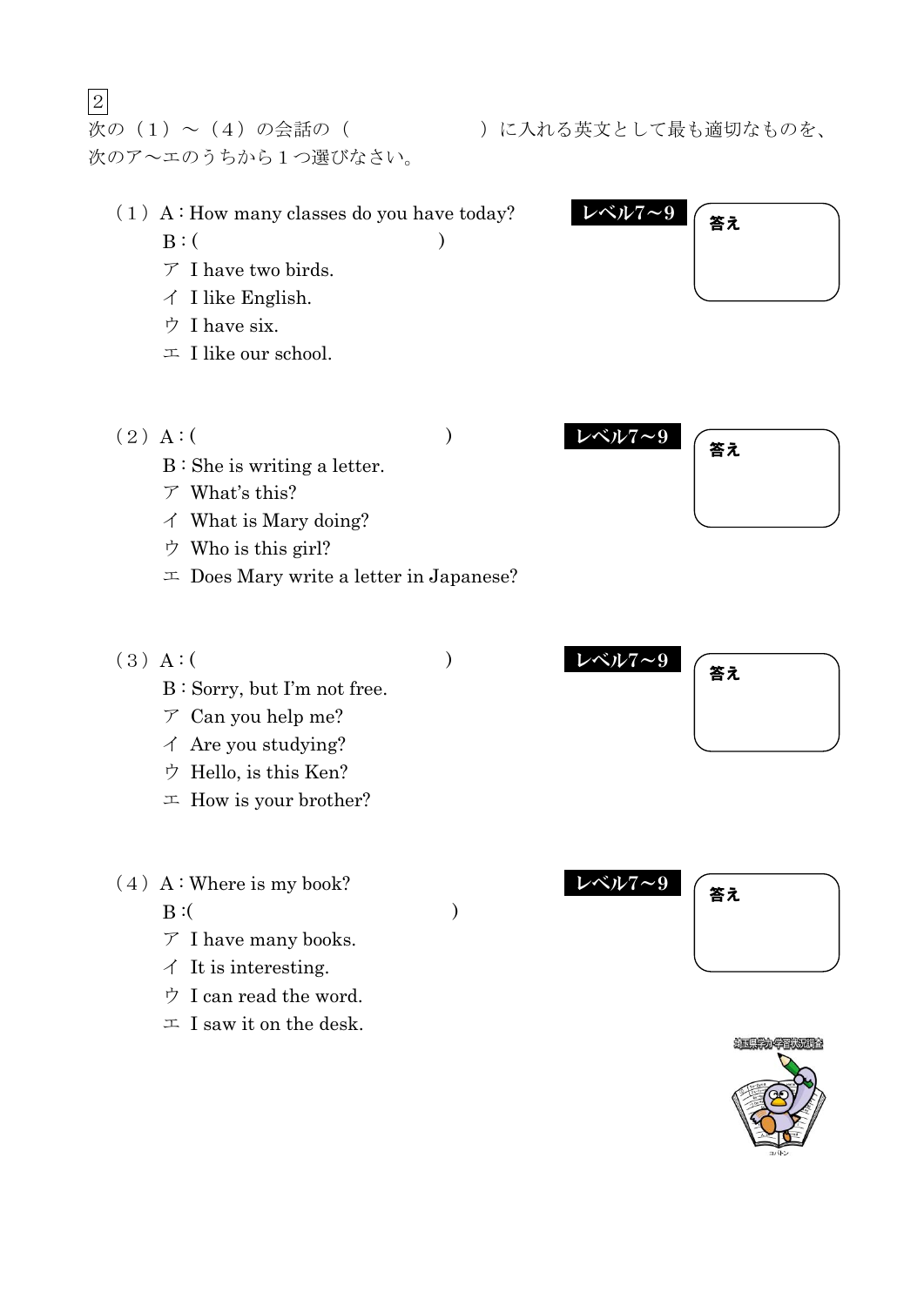2

次の（1）～（4）の会話の（　　　　　　　）に入れる英文として最も適切なものを、次のア～エのうちから１つ選びなさい。

（1）A : How many classes do you have today?　**レベル7～9**

B : (　　　　　　　　　　　　　　)

ア I have two birds.

イ I like English.

ウ I have six.

エ I like our school.

**答え**

（2）A : (　　　　　　　　　　　　　　)　**レベル7～9**

B : She is writing a letter.

ア What's this?

イ What is Mary doing?

ウ Who is this girl?

エ Does Mary write a letter in Japanese?

**答え**

（3）A : (　　　　　　　　　　　　　　)　**レベル7～9**

B : Sorry, but I'm not free.

ア Can you help me?

イ Are you studying?

ウ Hello, is this Ken?

エ How is your brother?

**答え**

（4）A : Where is my book?　**レベル7～9**

B :(　　　　　　　　　　　　　　)

ア I have many books.

イ It is interesting.

ウ I can read the word.

エ I saw it on the desk.

**答え**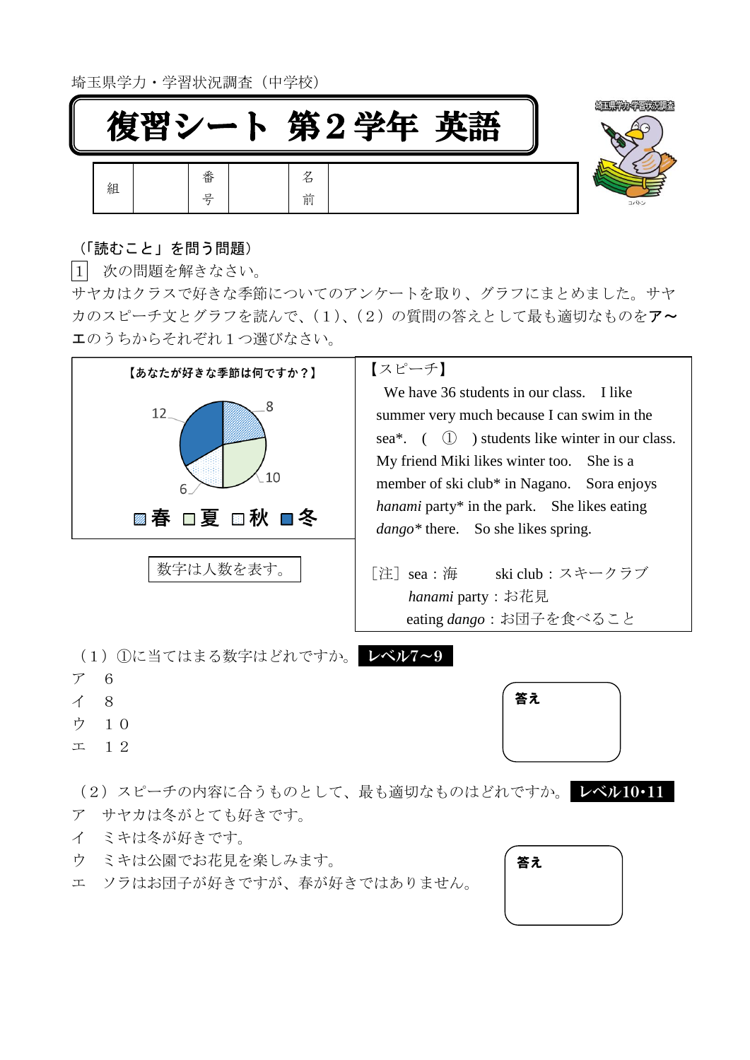埼玉県学力・学習状況調査（中学校）

# 復習シート 第２学年 英語

| 組 | | 番号 | | 名前 | |
|---|---|---|---|---|---|

（「読むこと」を問う問題）

1　次の問題を解きなさい。

サヤカはクラスで好きな季節についてのアンケートを取り、グラフにまとめました。サヤカのスピーチ文とグラフを読んで、（１）、（２）の質問の答えとして最も適切なものを**ア～エ**のうちからそれぞれ１つ選びなさい。

**【あなたが好きな季節は何ですか？】**

8
10
6
12

**春 夏 秋 冬**

数字は人数を表す。

【スピーチ】

We have 36 students in our class.　I like summer very much because I can swim in the sea*.　(　①　) students like winter in our class.　My friend Miki likes winter too.　She is a member of ski club* in Nagano.　Sora enjoys *hanami* party* in the park.　She likes eating *dango** there.　So she likes spring.

［注］sea：海　　ski club：スキークラブ
*hanami* party：お花見
eating *dango*：お団子を食べること

（１）①に当てはまる数字はどれですか。 **レベル7～9**

ア　６
イ　８
ウ　１０
エ　１２

**答え**

（２）スピーチの内容に合うものとして、最も適切なものはどれですか。 **レベル10･11**

ア　サヤカは冬がとても好きです。
イ　ミキは冬が好きです。
ウ　ミキは公園でお花見を楽しみます。
エ　ソラはお団子が好きですが、春が好きではありません。

**答え**